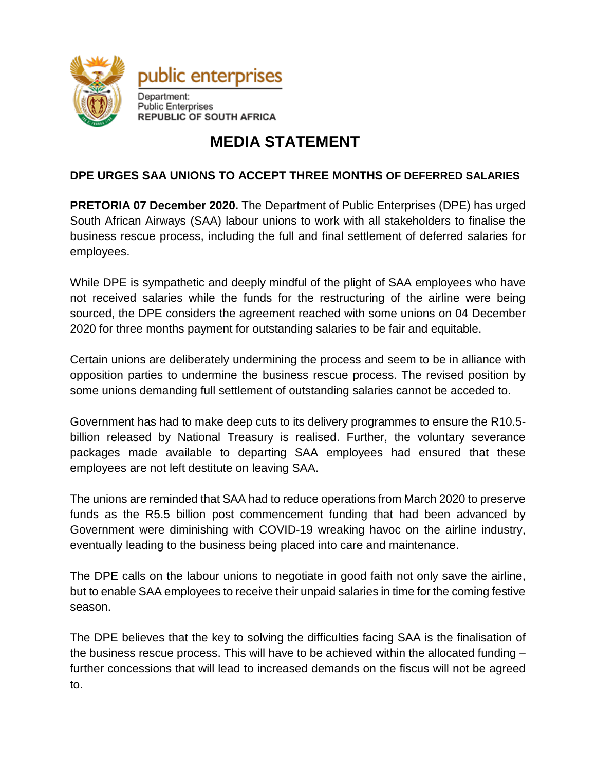public enterprises

Department:
Public Enterprises
REPUBLIC OF SOUTH AFRICA

# MEDIA STATEMENT

**DPE URGES SAA UNIONS TO ACCEPT THREE MONTHS OF DEFERRED SALARIES**

**PRETORIA 07 December 2020.** The Department of Public Enterprises (DPE) has urged South African Airways (SAA) labour unions to work with all stakeholders to finalise the business rescue process, including the full and final settlement of deferred salaries for employees.

While DPE is sympathetic and deeply mindful of the plight of SAA employees who have not received salaries while the funds for the restructuring of the airline were being sourced, the DPE considers the agreement reached with some unions on 04 December 2020 for three months payment for outstanding salaries to be fair and equitable.

Certain unions are deliberately undermining the process and seem to be in alliance with opposition parties to undermine the business rescue process. The revised position by some unions demanding full settlement of outstanding salaries cannot be acceded to.

Government has had to make deep cuts to its delivery programmes to ensure the R10.5-billion released by National Treasury is realised. Further, the voluntary severance packages made available to departing SAA employees had ensured that these employees are not left destitute on leaving SAA.

The unions are reminded that SAA had to reduce operations from March 2020 to preserve funds as the R5.5 billion post commencement funding that had been advanced by Government were diminishing with COVID-19 wreaking havoc on the airline industry, eventually leading to the business being placed into care and maintenance.

The DPE calls on the labour unions to negotiate in good faith not only save the airline, but to enable SAA employees to receive their unpaid salaries in time for the coming festive season.

The DPE believes that the key to solving the difficulties facing SAA is the finalisation of the business rescue process. This will have to be achieved within the allocated funding – further concessions that will lead to increased demands on the fiscus will not be agreed to.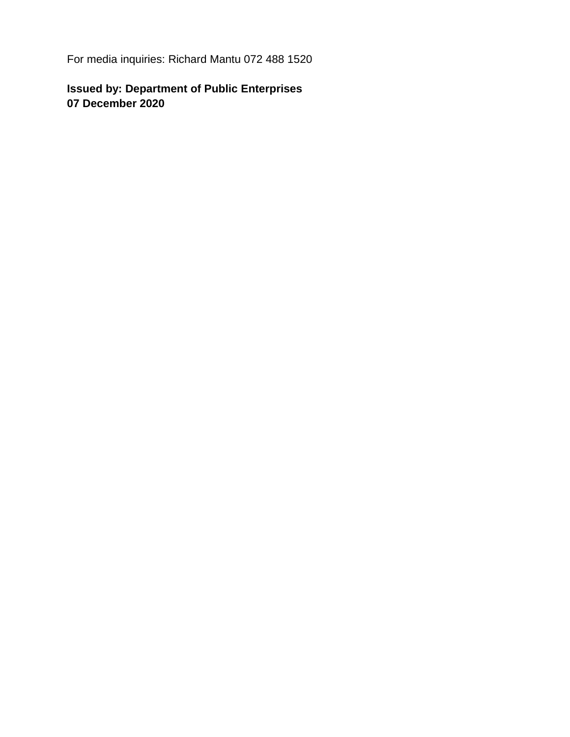For media inquiries: Richard Mantu 072 488 1520

**Issued by: Department of Public Enterprises**
**07 December 2020**